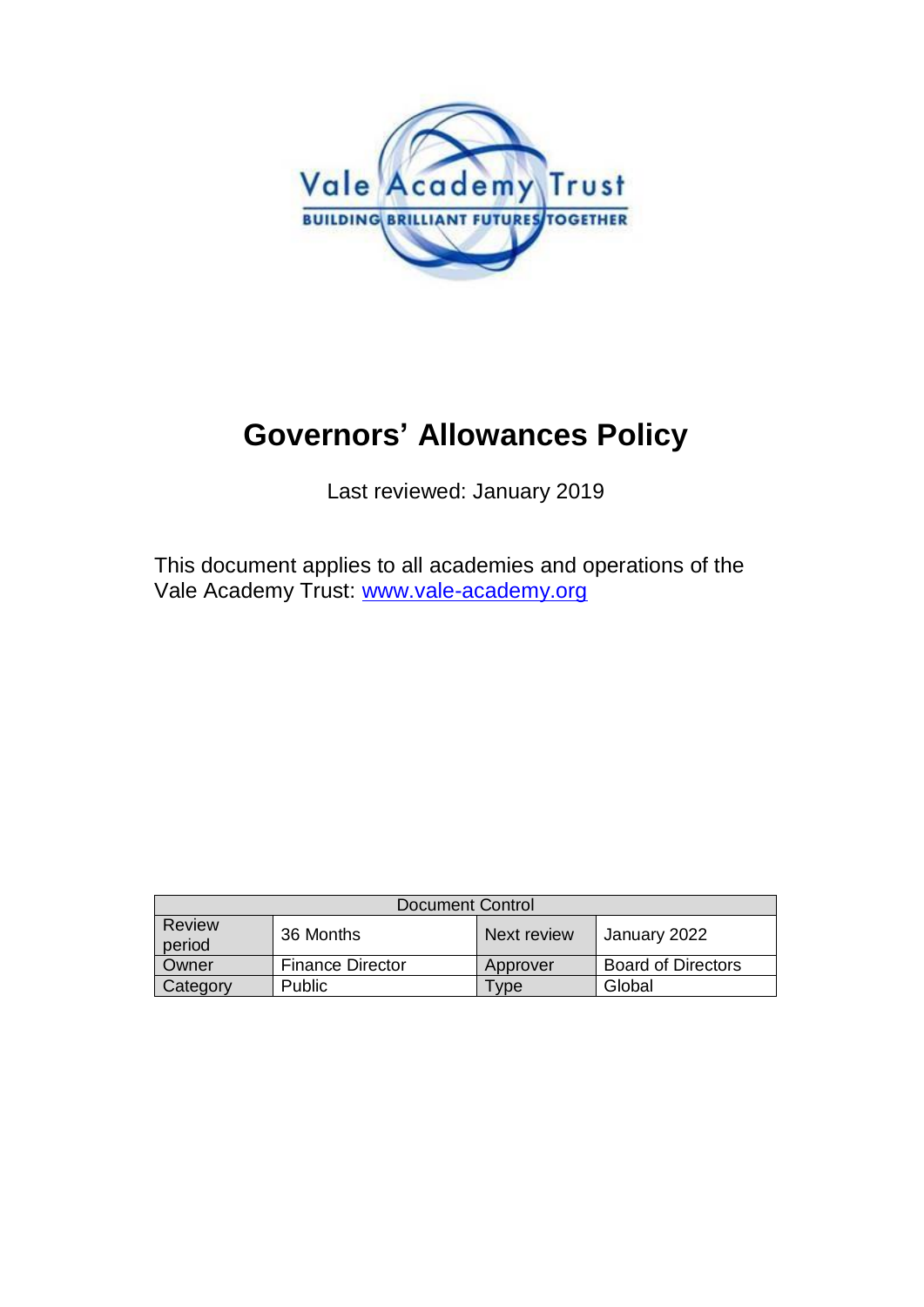# Governors' Allowances Policy

Last reviewed: January 2019

This document applies to all academies and operations of the Vale Academy Trust: www.vale-academy.org

| Document Control | | | |
|---|---|---|---|
| Review period | 36 Months | Next review | January 2022 |
| Owner | Finance Director | Approver | Board of Directors |
| Category | Public | Type | Global |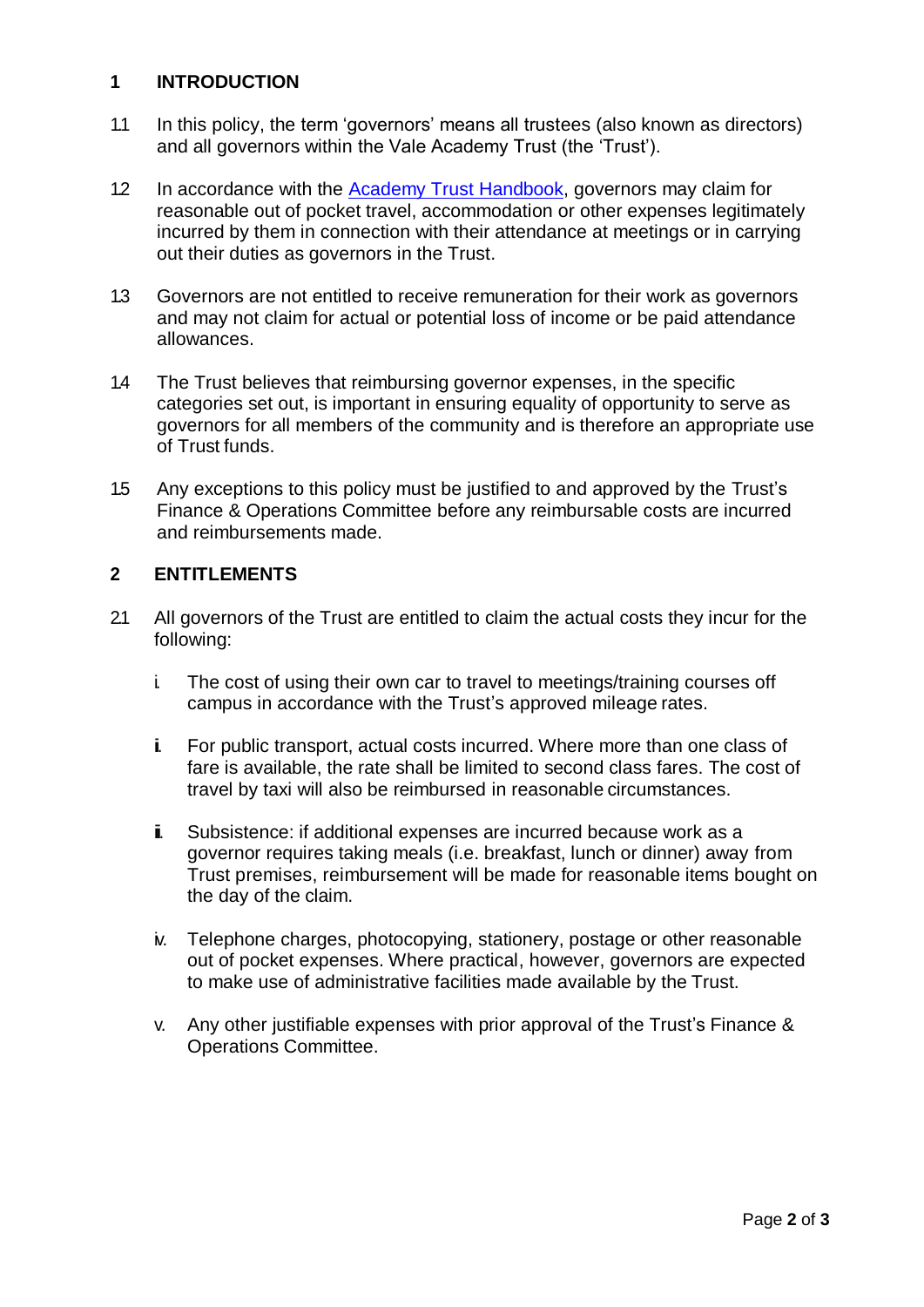## 1 INTRODUCTION

1.1 In this policy, the term 'governors' means all trustees (also known as directors) and all governors within the Vale Academy Trust (the 'Trust').

1.2 In accordance with the [Academy Trust Handbook](), governors may claim for reasonable out of pocket travel, accommodation or other expenses legitimately incurred by them in connection with their attendance at meetings or in carrying out their duties as governors in the Trust.

1.3 Governors are not entitled to receive remuneration for their work as governors and may not claim for actual or potential loss of income or be paid attendance allowances.

1.4 The Trust believes that reimbursing governor expenses, in the specific categories set out, is important in ensuring equality of opportunity to serve as governors for all members of the community and is therefore an appropriate use of Trust funds.

1.5 Any exceptions to this policy must be justified to and approved by the Trust's Finance & Operations Committee before any reimbursable costs are incurred and reimbursements made.

## 2 ENTITLEMENTS

2.1 All governors of the Trust are entitled to claim the actual costs they incur for the following:

i. The cost of using their own car to travel to meetings/training courses off campus in accordance with the Trust's approved mileage rates.

ii. For public transport, actual costs incurred. Where more than one class of fare is available, the rate shall be limited to second class fares. The cost of travel by taxi will also be reimbursed in reasonable circumstances.

iii. Subsistence: if additional expenses are incurred because work as a governor requires taking meals (i.e. breakfast, lunch or dinner) away from Trust premises, reimbursement will be made for reasonable items bought on the day of the claim.

iv. Telephone charges, photocopying, stationery, postage or other reasonable out of pocket expenses. Where practical, however, governors are expected to make use of administrative facilities made available by the Trust.

v. Any other justifiable expenses with prior approval of the Trust's Finance & Operations Committee.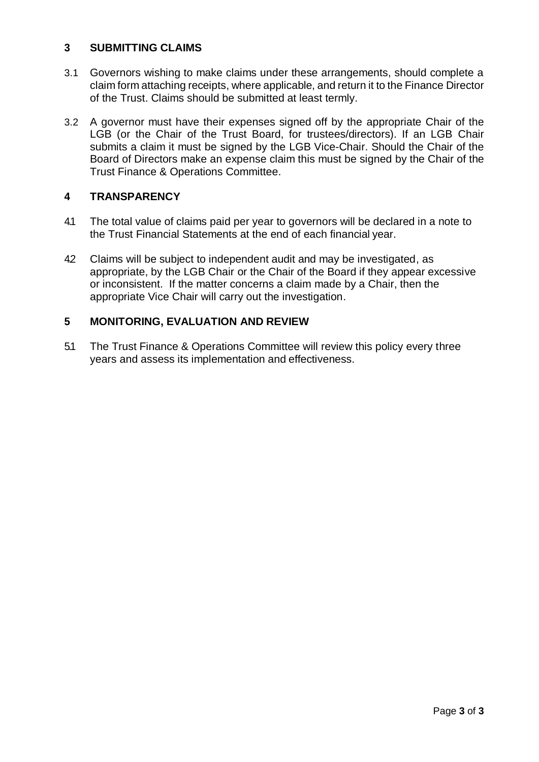## 3 SUBMITTING CLAIMS

3.1 Governors wishing to make claims under these arrangements, should complete a claim form attaching receipts, where applicable, and return it to the Finance Director of the Trust. Claims should be submitted at least termly.

3.2 A governor must have their expenses signed off by the appropriate Chair of the LGB (or the Chair of the Trust Board, for trustees/directors). If an LGB Chair submits a claim it must be signed by the LGB Vice-Chair. Should the Chair of the Board of Directors make an expense claim this must be signed by the Chair of the Trust Finance & Operations Committee.

## 4 TRANSPARENCY

4.1 The total value of claims paid per year to governors will be declared in a note to the Trust Financial Statements at the end of each financial year.

4.2 Claims will be subject to independent audit and may be investigated, as appropriate, by the LGB Chair or the Chair of the Board if they appear excessive or inconsistent. If the matter concerns a claim made by a Chair, then the appropriate Vice Chair will carry out the investigation.

## 5 MONITORING, EVALUATION AND REVIEW

5.1 The Trust Finance & Operations Committee will review this policy every three years and assess its implementation and effectiveness.